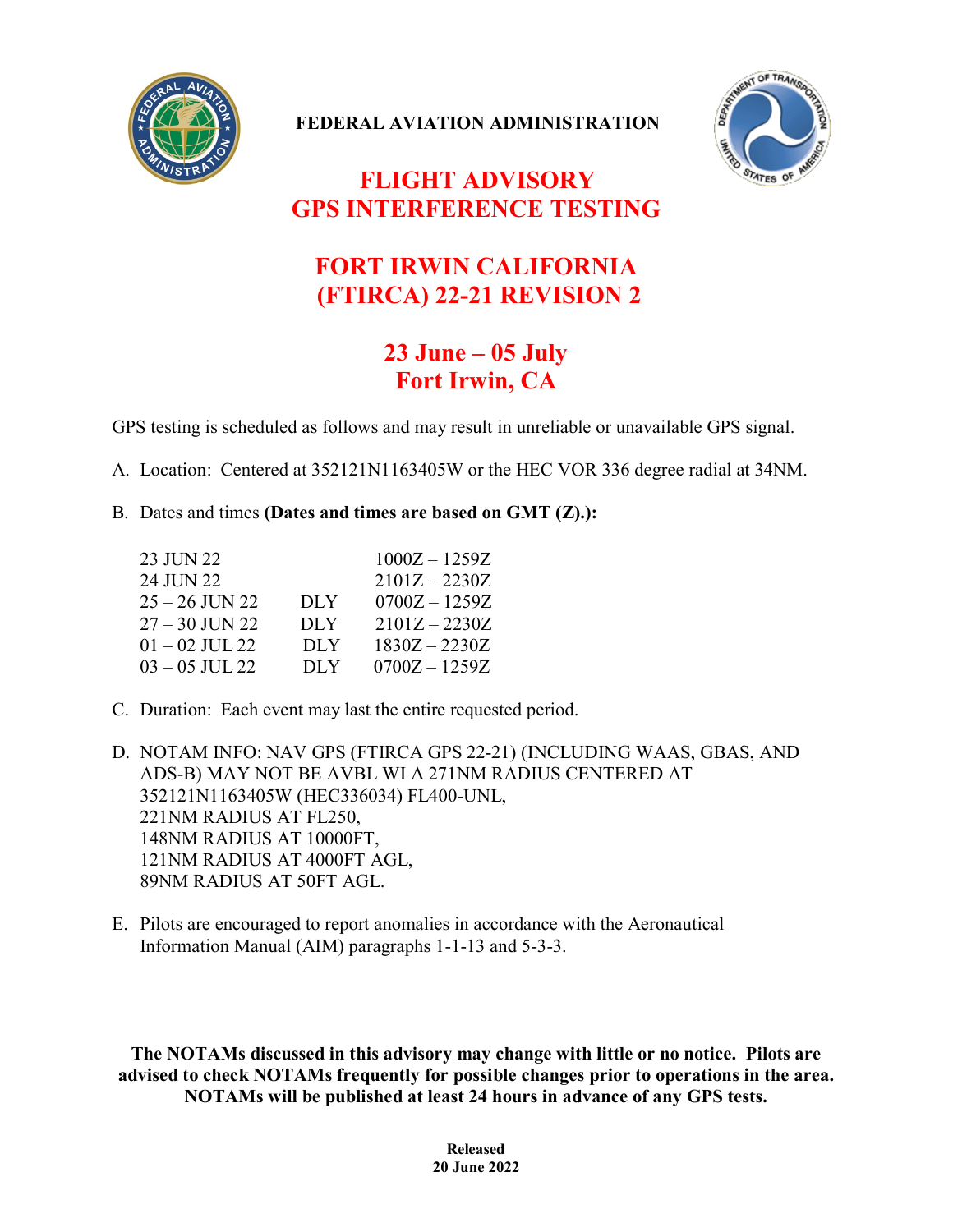**FEDERAL AVIATION ADMINISTRATION**

# FLIGHT ADVISORY
# GPS INTERFERENCE TESTING

## FORT IRWIN CALIFORNIA
## (FTIRCA) 22-21 REVISION 2

## 23 June – 05 July
## Fort Irwin, CA

GPS testing is scheduled as follows and may result in unreliable or unavailable GPS signal.

A. Location: Centered at 352121N1163405W or the HEC VOR 336 degree radial at 34NM.

B. Dates and times **(Dates and times are based on GMT (Z).):**

| | | |
|---|---|---|
| 23 JUN 22 | | 1000Z – 1259Z |
| 24 JUN 22 | | 2101Z – 2230Z |
| 25 – 26 JUN 22 | DLY | 0700Z – 1259Z |
| 27 – 30 JUN 22 | DLY | 2101Z – 2230Z |
| 01 – 02 JUL 22 | DLY | 1830Z – 2230Z |
| 03 – 05 JUL 22 | DLY | 0700Z – 1259Z |

C. Duration: Each event may last the entire requested period.

D. NOTAM INFO: NAV GPS (FTIRCA GPS 22-21) (INCLUDING WAAS, GBAS, AND ADS-B) MAY NOT BE AVBL WI A 271NM RADIUS CENTERED AT 352121N1163405W (HEC336034) FL400-UNL,
221NM RADIUS AT FL250,
148NM RADIUS AT 10000FT,
121NM RADIUS AT 4000FT AGL,
89NM RADIUS AT 50FT AGL.

E. Pilots are encouraged to report anomalies in accordance with the Aeronautical Information Manual (AIM) paragraphs 1-1-13 and 5-3-3.

**The NOTAMs discussed in this advisory may change with little or no notice. Pilots are advised to check NOTAMs frequently for possible changes prior to operations in the area. NOTAMs will be published at least 24 hours in advance of any GPS tests.**

**Released**
**20 June 2022**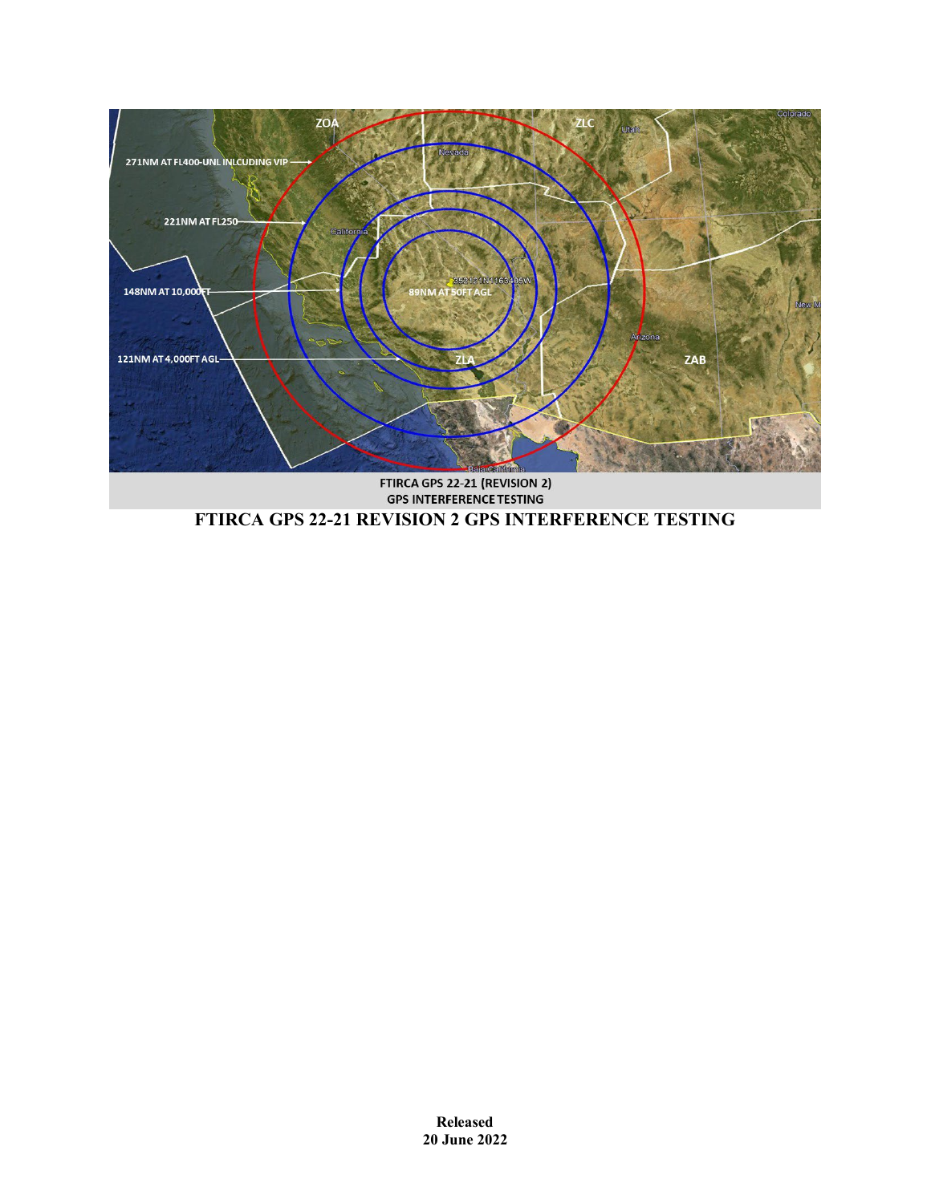ZOA

ZLC

Utah

Colorado

Nevada

271NM AT FL400-UNL INLCUDING VIP

221NM AT FL250

California

352121N1163405W

148NM AT 10,000FT

89NM AT 50FT AGL

New M

Arizona

121NM AT 4,000FT AGL

ZLA

ZAB

Baja California

FTIRCA GPS 22-21 (REVISION 2)
GPS INTERFERENCE TESTING

**FTIRCA GPS 22-21 REVISION 2 GPS INTERFERENCE TESTING**

**Released**
**20 June 2022**